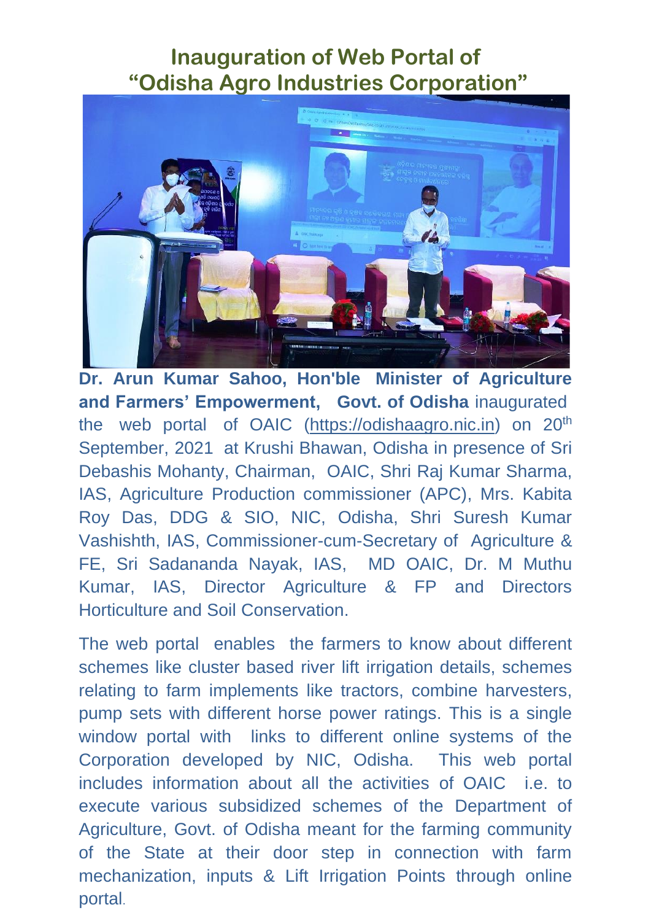# Inauguration of Web Portal of "Odisha Agro Industries Corporation"

**Dr. Arun Kumar Sahoo, Hon'ble Minister of Agriculture and Farmers' Empowerment, Govt. of Odisha** inaugurated the web portal of OAIC (https://odishaagro.nic.in) on 20th September, 2021 at Krushi Bhawan, Odisha in presence of Sri Debashis Mohanty, Chairman, OAIC, Shri Raj Kumar Sharma, IAS, Agriculture Production commissioner (APC), Mrs. Kabita Roy Das, DDG & SIO, NIC, Odisha, Shri Suresh Kumar Vashishth, IAS, Commissioner-cum-Secretary of Agriculture & FE, Sri Sadananda Nayak, IAS, MD OAIC, Dr. M Muthu Kumar, IAS, Director Agriculture & FP and Directors Horticulture and Soil Conservation.

The web portal enables the farmers to know about different schemes like cluster based river lift irrigation details, schemes relating to farm implements like tractors, combine harvesters, pump sets with different horse power ratings. This is a single window portal with links to different online systems of the Corporation developed by NIC, Odisha. This web portal includes information about all the activities of OAIC i.e. to execute various subsidized schemes of the Department of Agriculture, Govt. of Odisha meant for the farming community of the State at their door step in connection with farm mechanization, inputs & Lift Irrigation Points through online portal.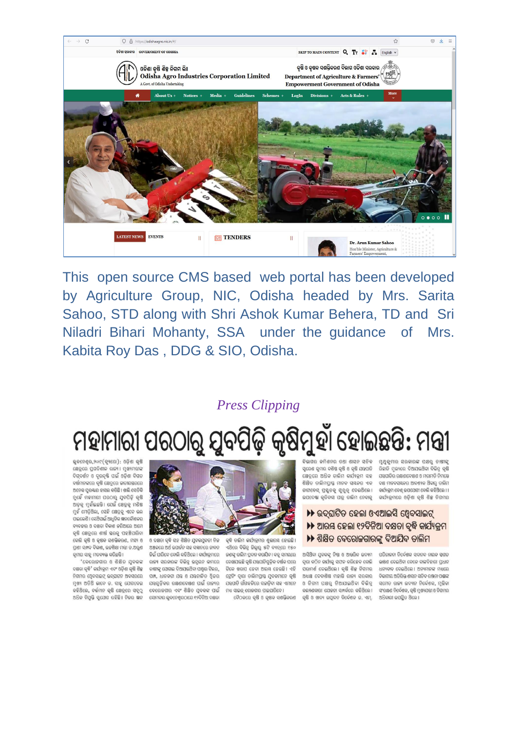This open source CMS based web portal has been developed by Agriculture Group, NIC, Odisha headed by Mrs. Sarita Sahoo, STD along with Shri Ashok Kumar Behera, TD and Sri Niladri Bihari Mohanty, SSA under the guidance of Mrs. Kabita Roy Das , DDG & SIO, Odisha.

## *Press Clipping*